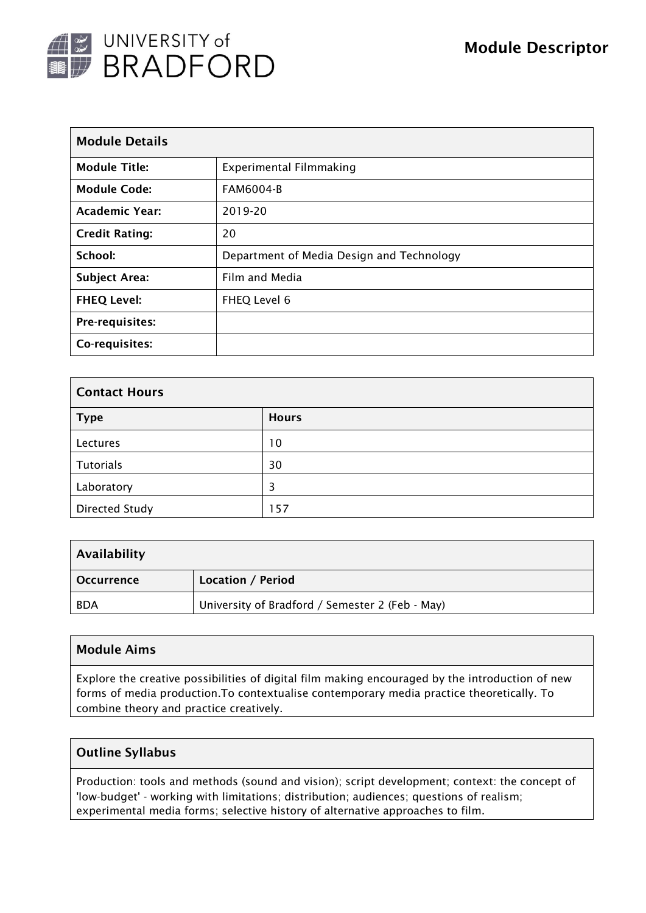# Module Descriptor

| Module Details | |
|---|---|
| **Module Title:** | Experimental Filmmaking |
| **Module Code:** | FAM6004-B |
| **Academic Year:** | 2019-20 |
| **Credit Rating:** | 20 |
| **School:** | Department of Media Design and Technology |
| **Subject Area:** | Film and Media |
| **FHEQ Level:** | FHEQ Level 6 |
| **Pre-requisites:** | |
| **Co-requisites:** | |

| Contact Hours | |
|---|---|
| **Type** | **Hours** |
| Lectures | 10 |
| Tutorials | 30 |
| Laboratory | 3 |
| Directed Study | 157 |

| Availability | |
|---|---|
| **Occurrence** | **Location / Period** |
| BDA | University of Bradford / Semester 2 (Feb - May) |

## Module Aims

Explore the creative possibilities of digital film making encouraged by the introduction of new forms of media production.To contextualise contemporary media practice theoretically. To combine theory and practice creatively.

## Outline Syllabus

Production: tools and methods (sound and vision); script development; context: the concept of 'low-budget' - working with limitations; distribution; audiences; questions of realism; experimental media forms; selective history of alternative approaches to film.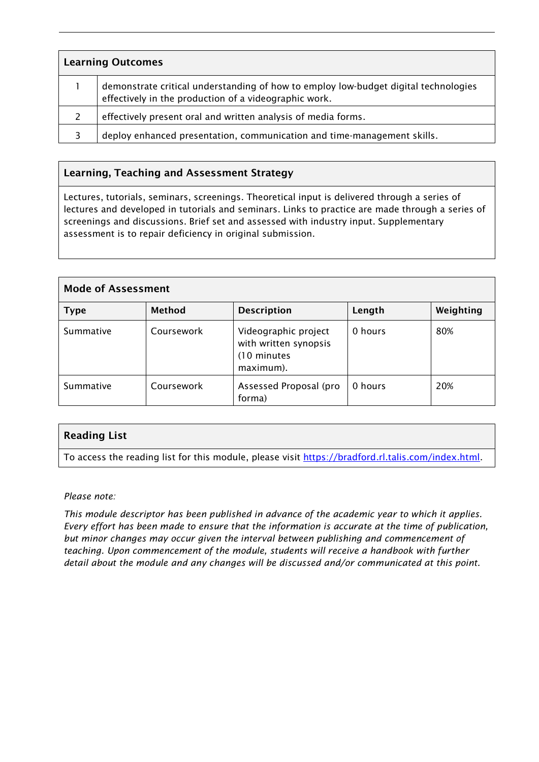## Learning Outcomes

| | |
|---|---|
| 1 | demonstrate critical understanding of how to employ low-budget digital technologies effectively in the production of a videographic work. |
| 2 | effectively present oral and written analysis of media forms. |
| 3 | deploy enhanced presentation, communication and time-management skills. |

## Learning, Teaching and Assessment Strategy

Lectures, tutorials, seminars, screenings. Theoretical input is delivered through a series of lectures and developed in tutorials and seminars. Links to practice are made through a series of screenings and discussions. Brief set and assessed with industry input. Supplementary assessment is to repair deficiency in original submission.

## Mode of Assessment

| Type | Method | Description | Length | Weighting |
|---|---|---|---|---|
| Summative | Coursework | Videographic project with written synopsis (10 minutes maximum). | 0 hours | 80% |
| Summative | Coursework | Assessed Proposal (pro forma) | 0 hours | 20% |

## Reading List

To access the reading list for this module, please visit [https://bradford.rl.talis.com/index.html](https://bradford.rl.talis.com/index.html).

*Please note:*

*This module descriptor has been published in advance of the academic year to which it applies. Every effort has been made to ensure that the information is accurate at the time of publication, but minor changes may occur given the interval between publishing and commencement of teaching. Upon commencement of the module, students will receive a handbook with further detail about the module and any changes will be discussed and/or communicated at this point.*